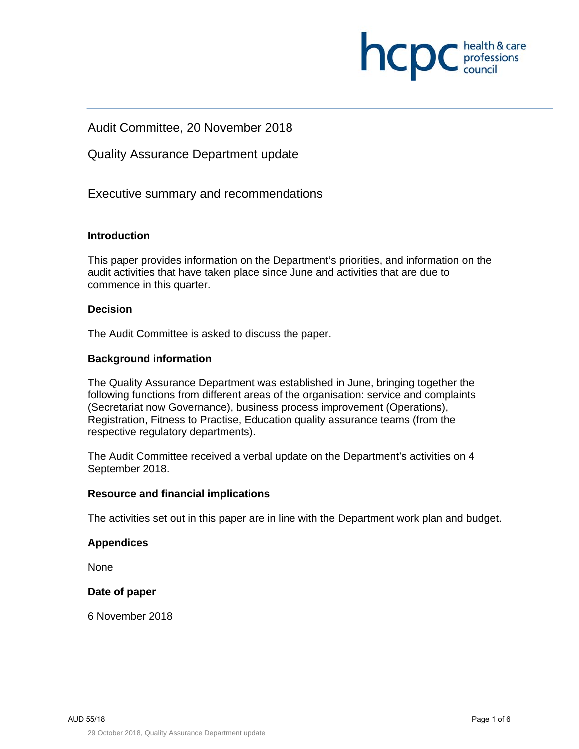Audit Committee, 20 November 2018

Quality Assurance Department update

## Executive summary and recommendations

### Introduction

This paper provides information on the Department's priorities, and information on the audit activities that have taken place since June and activities that are due to commence in this quarter.

### Decision

The Audit Committee is asked to discuss the paper.

### Background information

The Quality Assurance Department was established in June, bringing together the following functions from different areas of the organisation: service and complaints (Secretariat now Governance), business process improvement (Operations), Registration, Fitness to Practise, Education quality assurance teams (from the respective regulatory departments).

The Audit Committee received a verbal update on the Department's activities on 4 September 2018.

### Resource and financial implications

The activities set out in this paper are in line with the Department work plan and budget.

### Appendices

None

### Date of paper

6 November 2018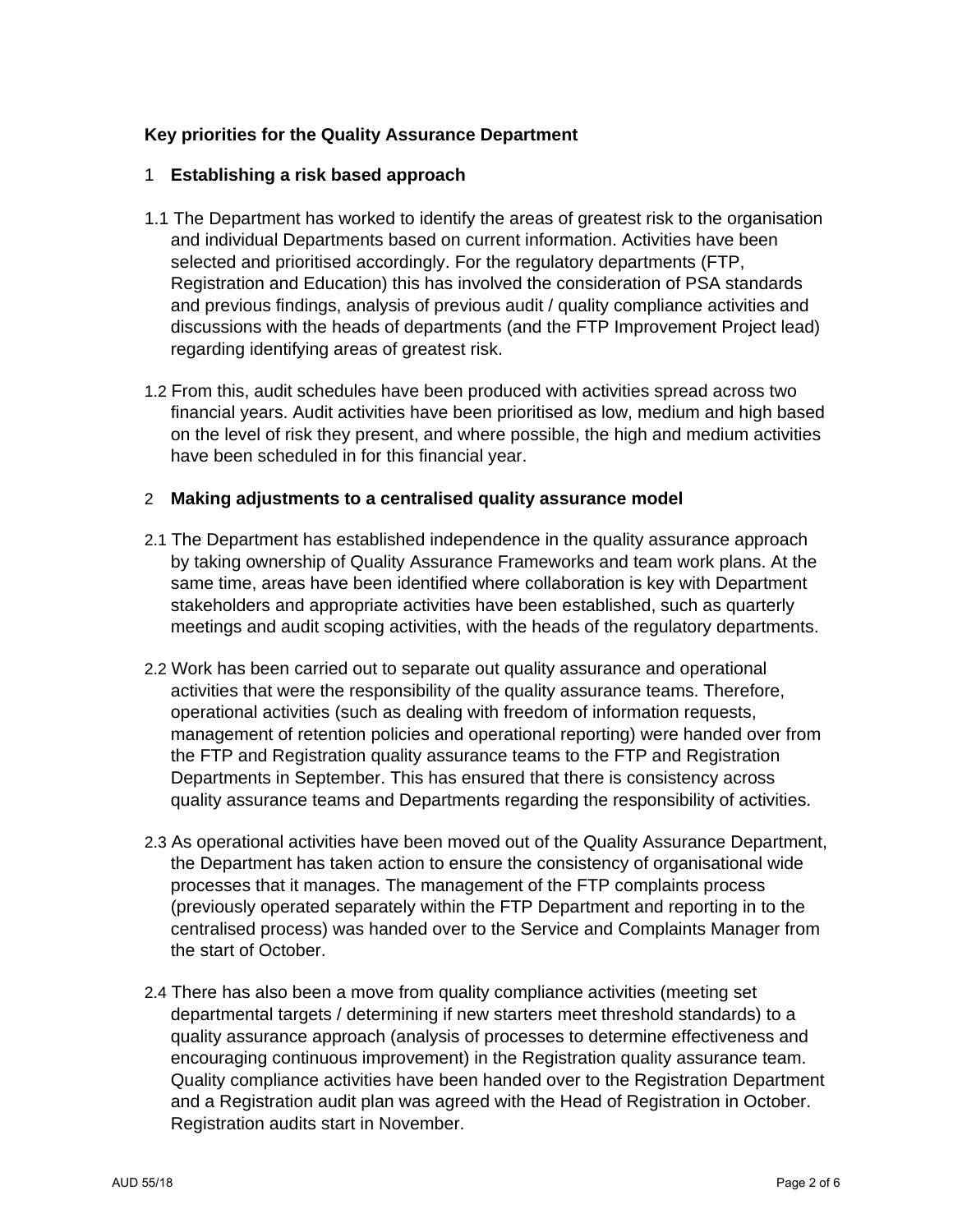**Key priorities for the Quality Assurance Department**

## 1 Establishing a risk based approach

1.1 The Department has worked to identify the areas of greatest risk to the organisation and individual Departments based on current information. Activities have been selected and prioritised accordingly. For the regulatory departments (FTP, Registration and Education) this has involved the consideration of PSA standards and previous findings, analysis of previous audit / quality compliance activities and discussions with the heads of departments (and the FTP Improvement Project lead) regarding identifying areas of greatest risk.

1.2 From this, audit schedules have been produced with activities spread across two financial years. Audit activities have been prioritised as low, medium and high based on the level of risk they present, and where possible, the high and medium activities have been scheduled in for this financial year.

## 2 Making adjustments to a centralised quality assurance model

2.1 The Department has established independence in the quality assurance approach by taking ownership of Quality Assurance Frameworks and team work plans. At the same time, areas have been identified where collaboration is key with Department stakeholders and appropriate activities have been established, such as quarterly meetings and audit scoping activities, with the heads of the regulatory departments.

2.2 Work has been carried out to separate out quality assurance and operational activities that were the responsibility of the quality assurance teams. Therefore, operational activities (such as dealing with freedom of information requests, management of retention policies and operational reporting) were handed over from the FTP and Registration quality assurance teams to the FTP and Registration Departments in September. This has ensured that there is consistency across quality assurance teams and Departments regarding the responsibility of activities.

2.3 As operational activities have been moved out of the Quality Assurance Department, the Department has taken action to ensure the consistency of organisational wide processes that it manages. The management of the FTP complaints process (previously operated separately within the FTP Department and reporting in to the centralised process) was handed over to the Service and Complaints Manager from the start of October.

2.4 There has also been a move from quality compliance activities (meeting set departmental targets / determining if new starters meet threshold standards) to a quality assurance approach (analysis of processes to determine effectiveness and encouraging continuous improvement) in the Registration quality assurance team. Quality compliance activities have been handed over to the Registration Department and a Registration audit plan was agreed with the Head of Registration in October. Registration audits start in November.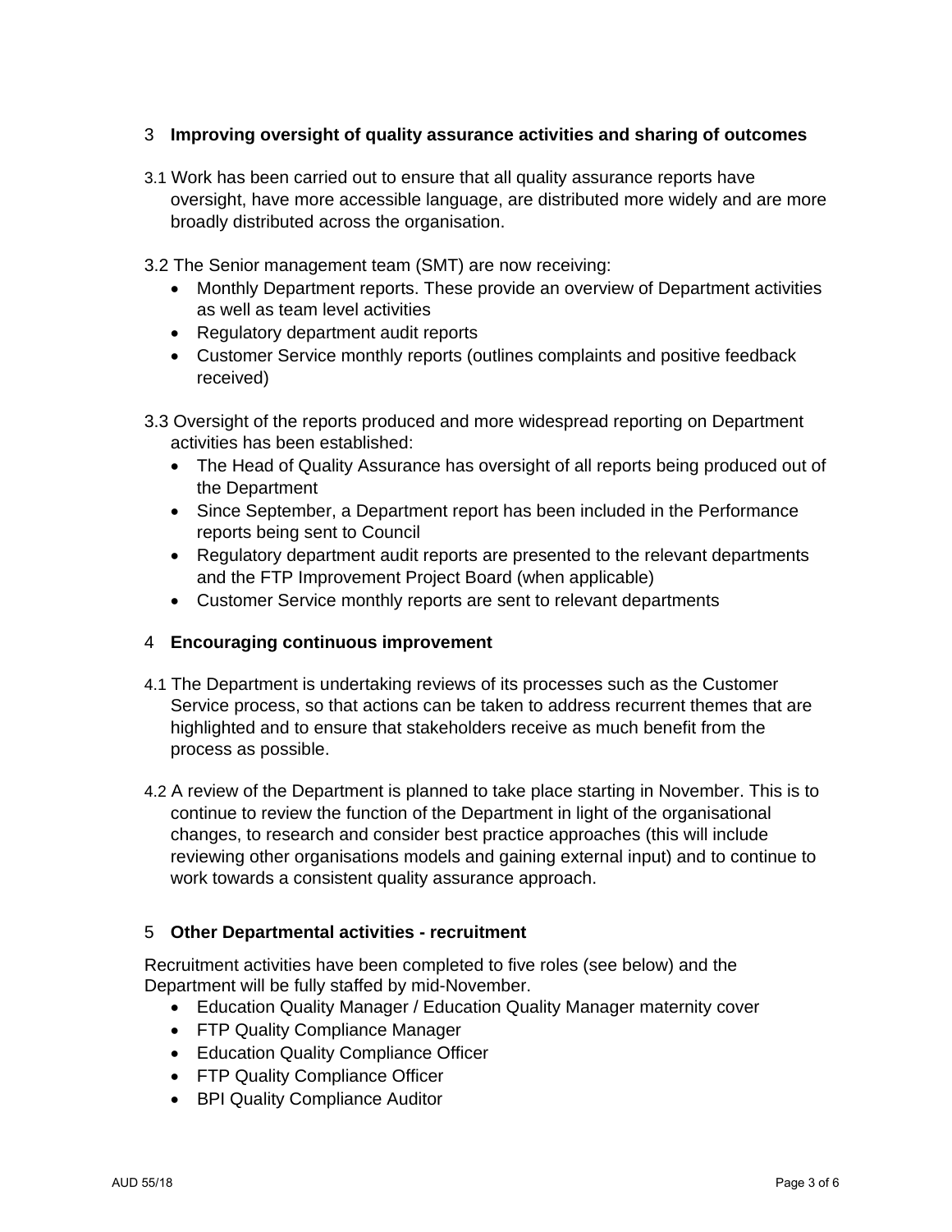## 3 Improving oversight of quality assurance activities and sharing of outcomes

3.1 Work has been carried out to ensure that all quality assurance reports have oversight, have more accessible language, are distributed more widely and are more broadly distributed across the organisation.

3.2 The Senior management team (SMT) are now receiving:

- Monthly Department reports. These provide an overview of Department activities as well as team level activities
- Regulatory department audit reports
- Customer Service monthly reports (outlines complaints and positive feedback received)

3.3 Oversight of the reports produced and more widespread reporting on Department activities has been established:

- The Head of Quality Assurance has oversight of all reports being produced out of the Department
- Since September, a Department report has been included in the Performance reports being sent to Council
- Regulatory department audit reports are presented to the relevant departments and the FTP Improvement Project Board (when applicable)
- Customer Service monthly reports are sent to relevant departments

## 4 Encouraging continuous improvement

4.1 The Department is undertaking reviews of its processes such as the Customer Service process, so that actions can be taken to address recurrent themes that are highlighted and to ensure that stakeholders receive as much benefit from the process as possible.

4.2 A review of the Department is planned to take place starting in November. This is to continue to review the function of the Department in light of the organisational changes, to research and consider best practice approaches (this will include reviewing other organisations models and gaining external input) and to continue to work towards a consistent quality assurance approach.

## 5 Other Departmental activities - recruitment

Recruitment activities have been completed to five roles (see below) and the Department will be fully staffed by mid-November.

- Education Quality Manager / Education Quality Manager maternity cover
- FTP Quality Compliance Manager
- Education Quality Compliance Officer
- FTP Quality Compliance Officer
- BPI Quality Compliance Auditor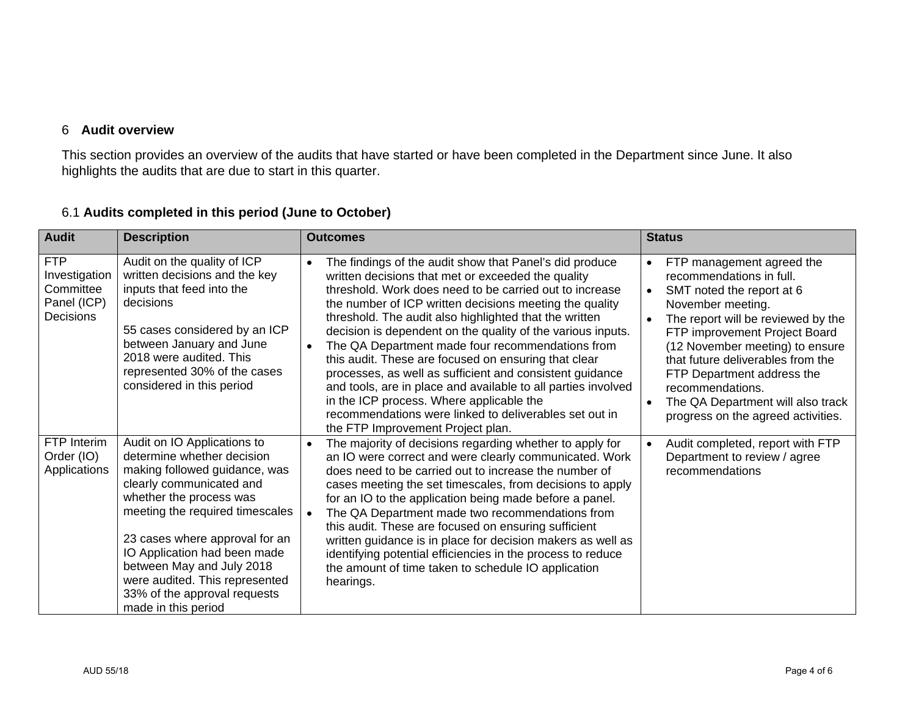## 6 Audit overview

This section provides an overview of the audits that have started or have been completed in the Department since June. It also highlights the audits that are due to start in this quarter.

### 6.1 **Audits completed in this period (June to October)**

| Audit | Description | Outcomes | Status |
|---|---|---|---|
| FTP Investigation Committee Panel (ICP) Decisions | Audit on the quality of ICP written decisions and the key inputs that feed into the decisions<br><br>55 cases considered by an ICP between January and June 2018 were audited. This represented 30% of the cases considered in this period | • The findings of the audit show that Panel's did produce written decisions that met or exceeded the quality threshold. Work does need to be carried out to increase the number of ICP written decisions meeting the quality threshold. The audit also highlighted that the written decision is dependent on the quality of the various inputs.<br>• The QA Department made four recommendations from this audit. These are focused on ensuring that clear processes, as well as sufficient and consistent guidance and tools, are in place and available to all parties involved in the ICP process. Where applicable the recommendations were linked to deliverables set out in the FTP Improvement Project plan. | • FTP management agreed the recommendations in full.<br>• SMT noted the report at 6 November meeting.<br>• The report will be reviewed by the FTP improvement Project Board (12 November meeting) to ensure that future deliverables from the FTP Department address the recommendations.<br>• The QA Department will also track progress on the agreed activities. |
| FTP Interim Order (IO) Applications | Audit on IO Applications to determine whether decision making followed guidance, was clearly communicated and whether the process was meeting the required timescales<br><br>23 cases where approval for an IO Application had been made between May and July 2018 were audited. This represented 33% of the approval requests made in this period | • The majority of decisions regarding whether to apply for an IO were correct and were clearly communicated. Work does need to be carried out to increase the number of cases meeting the set timescales, from decisions to apply for an IO to the application being made before a panel.<br>• The QA Department made two recommendations from this audit. These are focused on ensuring sufficient written guidance is in place for decision makers as well as identifying potential efficiencies in the process to reduce the amount of time taken to schedule IO application hearings. | • Audit completed, report with FTP Department to review / agree recommendations |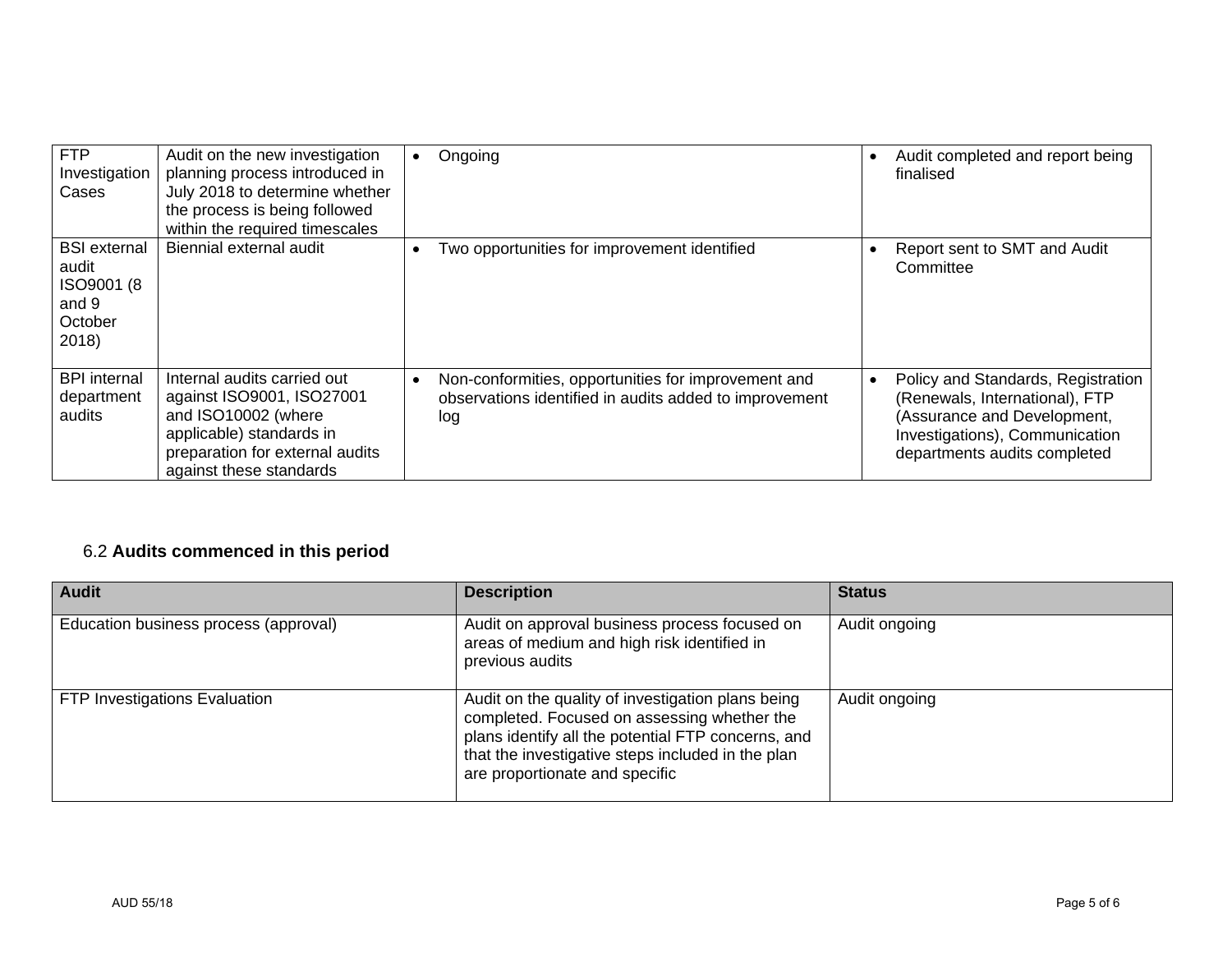| | | | |
|---|---|---|---|
| FTP Investigation Cases | Audit on the new investigation planning process introduced in July 2018 to determine whether the process is being followed within the required timescales | • Ongoing | • Audit completed and report being finalised |
| BSI external audit ISO9001 (8 and 9 October 2018) | Biennial external audit | • Two opportunities for improvement identified | • Report sent to SMT and Audit Committee |
| BPI internal department audits | Internal audits carried out against ISO9001, ISO27001 and ISO10002 (where applicable) standards in preparation for external audits against these standards | • Non-conformities, opportunities for improvement and observations identified in audits added to improvement log | • Policy and Standards, Registration (Renewals, International), FTP (Assurance and Development, Investigations), Communication departments audits completed |

## 6.2 **Audits commenced in this period**

| Audit | Description | Status |
|---|---|---|
| Education business process (approval) | Audit on approval business process focused on areas of medium and high risk identified in previous audits | Audit ongoing |
| FTP Investigations Evaluation | Audit on the quality of investigation plans being completed. Focused on assessing whether the plans identify all the potential FTP concerns, and that the investigative steps included in the plan are proportionate and specific | Audit ongoing |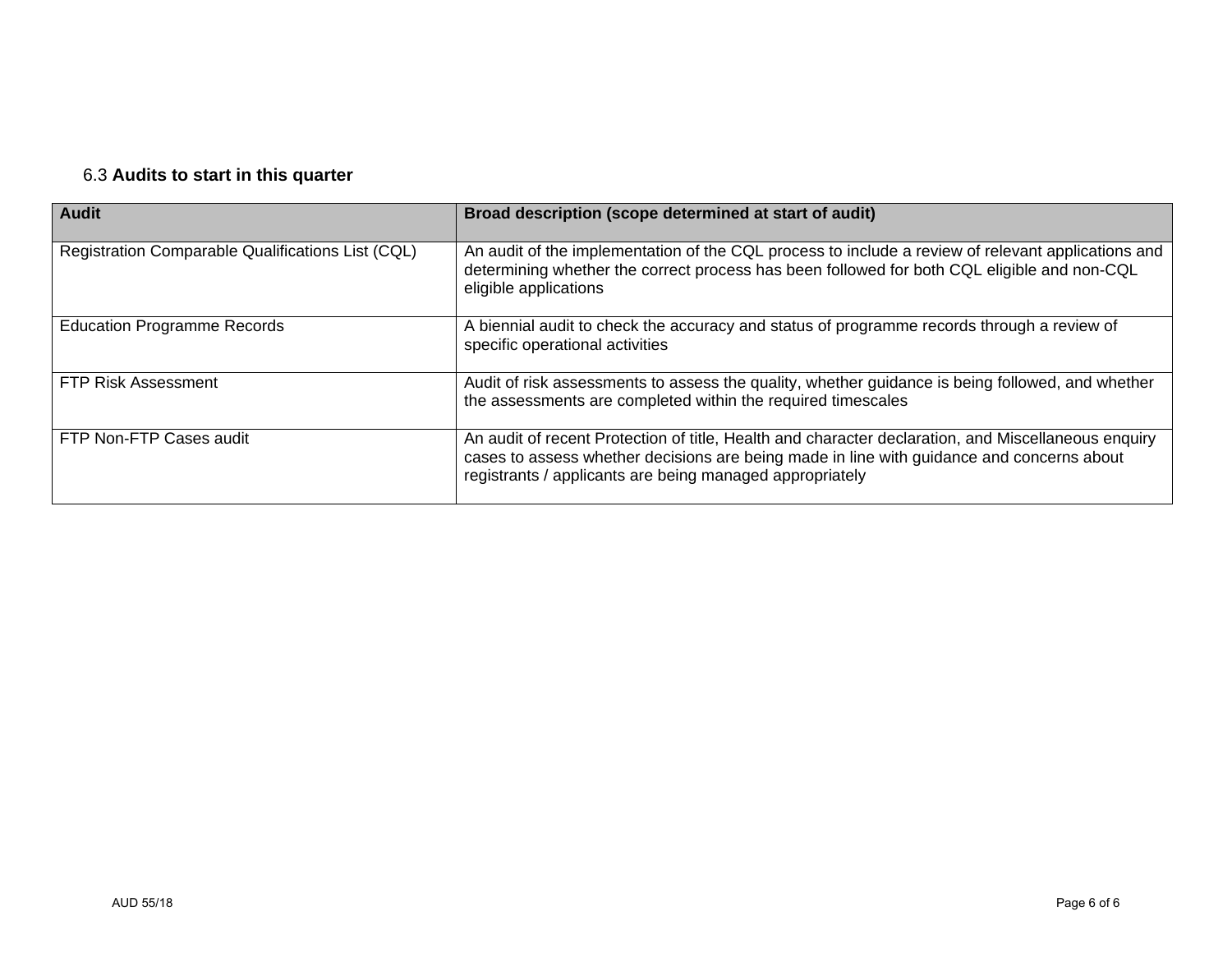6.3 **Audits to start in this quarter**

| Audit | Broad description (scope determined at start of audit) |
|---|---|
| Registration Comparable Qualifications List (CQL) | An audit of the implementation of the CQL process to include a review of relevant applications and determining whether the correct process has been followed for both CQL eligible and non-CQL eligible applications |
| Education Programme Records | A biennial audit to check the accuracy and status of programme records through a review of specific operational activities |
| FTP Risk Assessment | Audit of risk assessments to assess the quality, whether guidance is being followed, and whether the assessments are completed within the required timescales |
| FTP Non-FTP Cases audit | An audit of recent Protection of title, Health and character declaration, and Miscellaneous enquiry cases to assess whether decisions are being made in line with guidance and concerns about registrants / applicants are being managed appropriately |